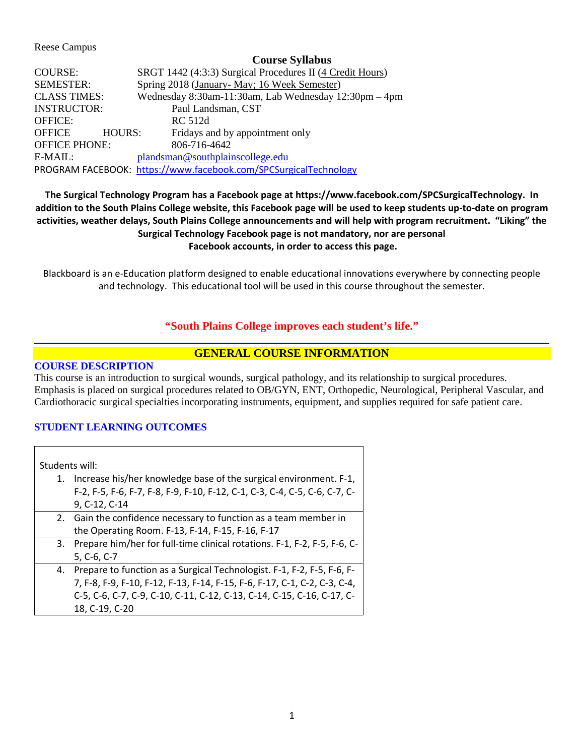Reese Campus

# Course Syllabus

| | |
|---|---|
| COURSE: | SRGT 1442 (4:3:3) Surgical Procedures II (4 Credit Hours) |
| SEMESTER: | Spring 2018 (January- May; 16 Week Semester) |
| CLASS TIMES: | Wednesday 8:30am-11:30am, Lab Wednesday 12:30pm – 4pm |
| INSTRUCTOR: | Paul Landsman, CST |
| OFFICE: | RC 512d |
| OFFICE HOURS: | Fridays and by appointment only |
| OFFICE PHONE: | 806-716-4642 |
| E-MAIL: | plandsman@southplainscollege.edu |
| PROGRAM FACEBOOK: | https://www.facebook.com/SPCSurgicalTechnology |

**The Surgical Technology Program has a Facebook page at https://www.facebook.com/SPCSurgicalTechnology. In addition to the South Plains College website, this Facebook page will be used to keep students up-to-date on program activities, weather delays, South Plains College announcements and will help with program recruitment. "Liking" the Surgical Technology Facebook page is not mandatory, nor are personal Facebook accounts, in order to access this page.**

Blackboard is an e-Education platform designed to enable educational innovations everywhere by connecting people and technology. This educational tool will be used in this course throughout the semester.

**"South Plains College improves each student's life."**

## GENERAL COURSE INFORMATION

### COURSE DESCRIPTION

This course is an introduction to surgical wounds, surgical pathology, and its relationship to surgical procedures. Emphasis is placed on surgical procedures related to OB/GYN, ENT, Orthopedic, Neurological, Peripheral Vascular, and Cardiothoracic surgical specialties incorporating instruments, equipment, and supplies required for safe patient care.

### STUDENT LEARNING OUTCOMES

| Students will: |
|---|
| 1. Increase his/her knowledge base of the surgical environment. F-1, F-2, F-5, F-6, F-7, F-8, F-9, F-10, F-12, C-1, C-3, C-4, C-5, C-6, C-7, C-9, C-12, C-14 |
| 2. Gain the confidence necessary to function as a team member in the Operating Room. F-13, F-14, F-15, F-16, F-17 |
| 3. Prepare him/her for full-time clinical rotations. F-1, F-2, F-5, F-6, C-5, C-6, C-7 |
| 4. Prepare to function as a Surgical Technologist. F-1, F-2, F-5, F-6, F-7, F-8, F-9, F-10, F-12, F-13, F-14, F-15, F-6, F-17, C-1, C-2, C-3, C-4, C-5, C-6, C-7, C-9, C-10, C-11, C-12, C-13, C-14, C-15, C-16, C-17, C-18, C-19, C-20 |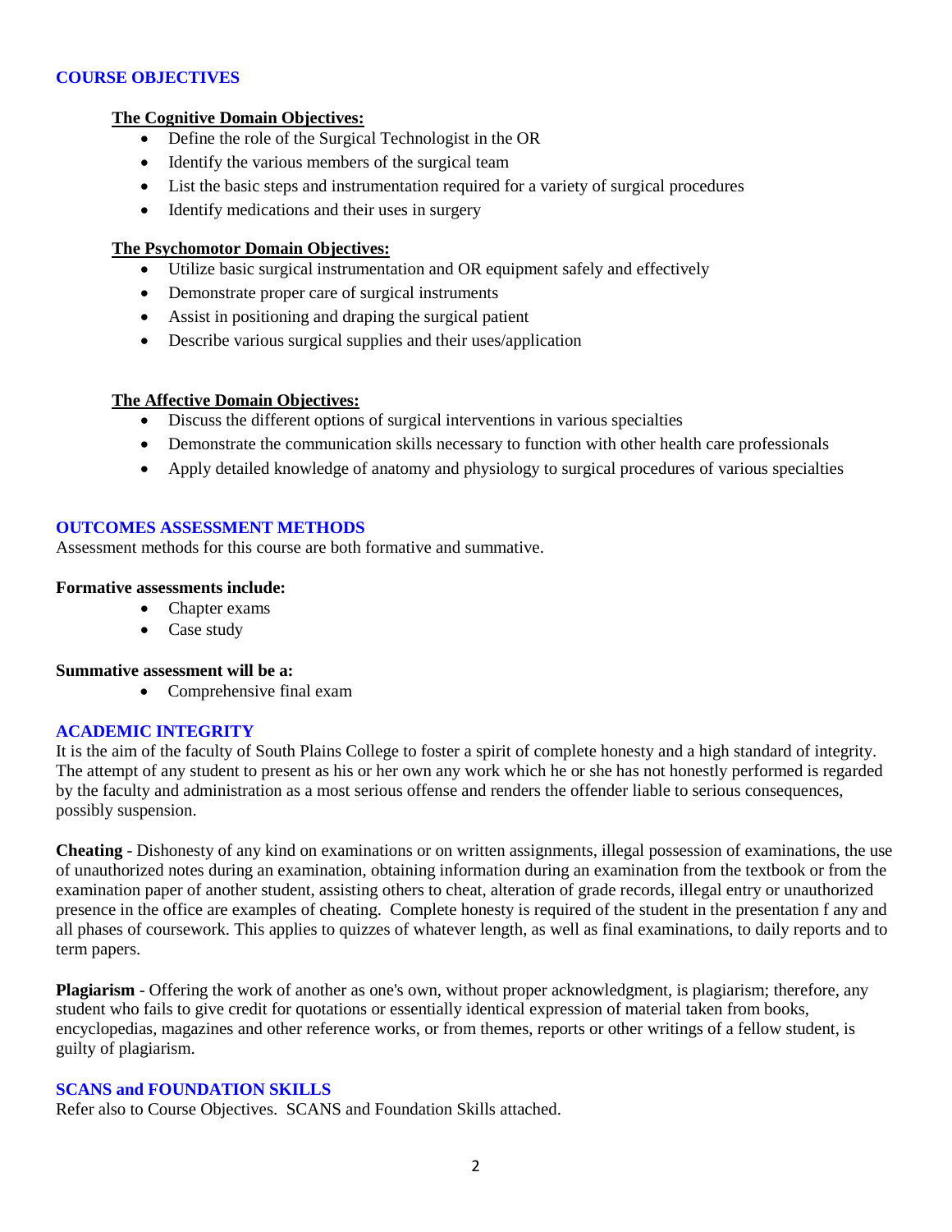## COURSE OBJECTIVES

**The Cognitive Domain Objectives:**

- Define the role of the Surgical Technologist in the OR
- Identify the various members of the surgical team
- List the basic steps and instrumentation required for a variety of surgical procedures
- Identify medications and their uses in surgery

**The Psychomotor Domain Objectives:**

- Utilize basic surgical instrumentation and OR equipment safely and effectively
- Demonstrate proper care of surgical instruments
- Assist in positioning and draping the surgical patient
- Describe various surgical supplies and their uses/application

**The Affective Domain Objectives:**

- Discuss the different options of surgical interventions in various specialties
- Demonstrate the communication skills necessary to function with other health care professionals
- Apply detailed knowledge of anatomy and physiology to surgical procedures of various specialties

## OUTCOMES ASSESSMENT METHODS

Assessment methods for this course are both formative and summative.

**Formative assessments include:**

- Chapter exams
- Case study

**Summative assessment will be a:**

- Comprehensive final exam

## ACADEMIC INTEGRITY

It is the aim of the faculty of South Plains College to foster a spirit of complete honesty and a high standard of integrity. The attempt of any student to present as his or her own any work which he or she has not honestly performed is regarded by the faculty and administration as a most serious offense and renders the offender liable to serious consequences, possibly suspension.

**Cheating** - Dishonesty of any kind on examinations or on written assignments, illegal possession of examinations, the use of unauthorized notes during an examination, obtaining information during an examination from the textbook or from the examination paper of another student, assisting others to cheat, alteration of grade records, illegal entry or unauthorized presence in the office are examples of cheating. Complete honesty is required of the student in the presentation f any and all phases of coursework. This applies to quizzes of whatever length, as well as final examinations, to daily reports and to term papers.

**Plagiarism** - Offering the work of another as one's own, without proper acknowledgment, is plagiarism; therefore, any student who fails to give credit for quotations or essentially identical expression of material taken from books, encyclopedias, magazines and other reference works, or from themes, reports or other writings of a fellow student, is guilty of plagiarism.

## SCANS and FOUNDATION SKILLS

Refer also to Course Objectives. SCANS and Foundation Skills attached.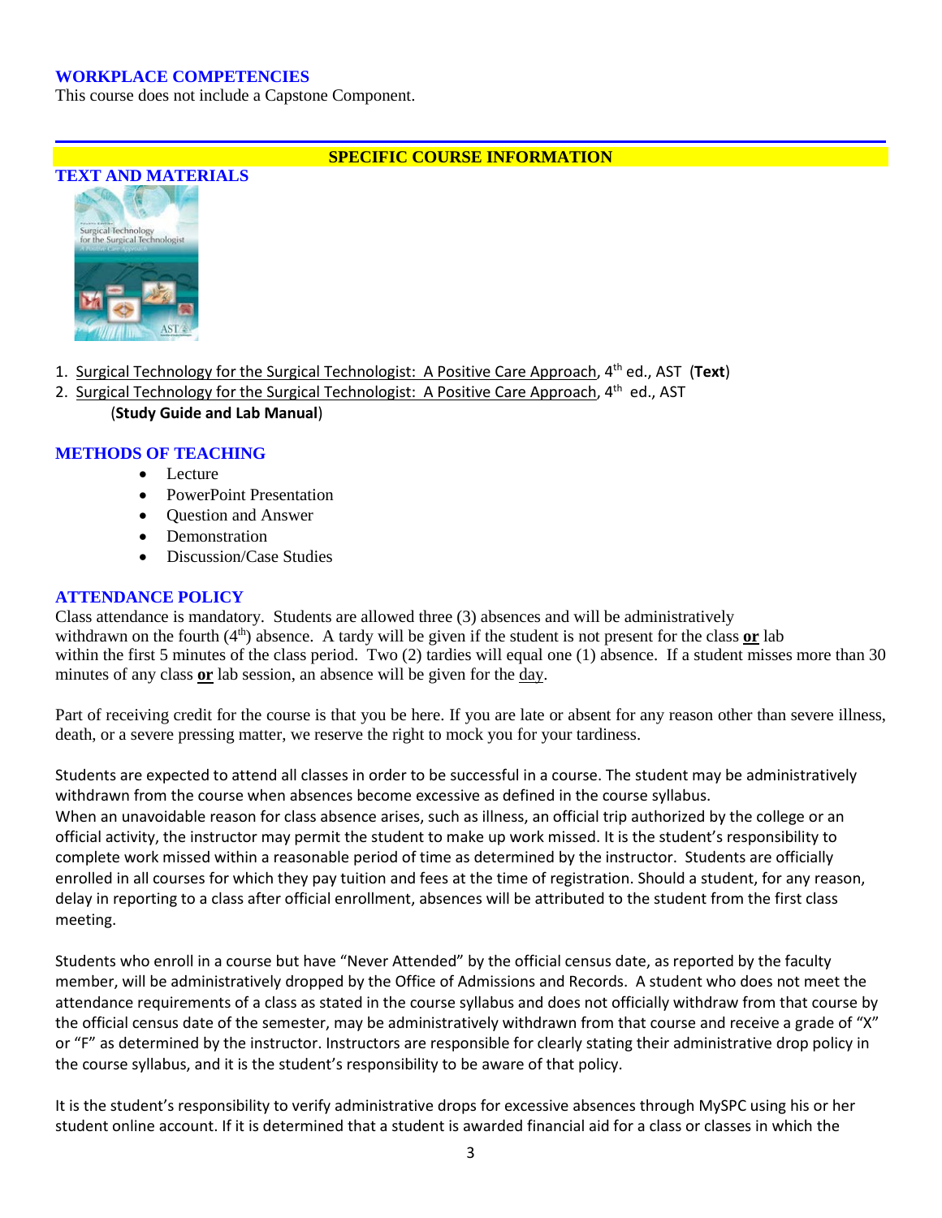## WORKPLACE COMPETENCIES

This course does not include a Capstone Component.

## SPECIFIC COURSE INFORMATION

### TEXT AND MATERIALS

1. Surgical Technology for the Surgical Technologist: A Positive Care Approach, 4th ed., AST (**Text**)
2. Surgical Technology for the Surgical Technologist: A Positive Care Approach, 4th ed., AST (**Study Guide and Lab Manual**)

### METHODS OF TEACHING

- Lecture
- PowerPoint Presentation
- Question and Answer
- Demonstration
- Discussion/Case Studies

### ATTENDANCE POLICY

Class attendance is mandatory. Students are allowed three (3) absences and will be administratively withdrawn on the fourth (4th) absence. A tardy will be given if the student is not present for the class **or** lab within the first 5 minutes of the class period. Two (2) tardies will equal one (1) absence. If a student misses more than 30 minutes of any class **or** lab session, an absence will be given for the day.

Part of receiving credit for the course is that you be here. If you are late or absent for any reason other than severe illness, death, or a severe pressing matter, we reserve the right to mock you for your tardiness.

Students are expected to attend all classes in order to be successful in a course. The student may be administratively withdrawn from the course when absences become excessive as defined in the course syllabus.
When an unavoidable reason for class absence arises, such as illness, an official trip authorized by the college or an official activity, the instructor may permit the student to make up work missed. It is the student's responsibility to complete work missed within a reasonable period of time as determined by the instructor. Students are officially enrolled in all courses for which they pay tuition and fees at the time of registration. Should a student, for any reason, delay in reporting to a class after official enrollment, absences will be attributed to the student from the first class meeting.

Students who enroll in a course but have "Never Attended" by the official census date, as reported by the faculty member, will be administratively dropped by the Office of Admissions and Records. A student who does not meet the attendance requirements of a class as stated in the course syllabus and does not officially withdraw from that course by the official census date of the semester, may be administratively withdrawn from that course and receive a grade of "X" or "F" as determined by the instructor. Instructors are responsible for clearly stating their administrative drop policy in the course syllabus, and it is the student's responsibility to be aware of that policy.

It is the student's responsibility to verify administrative drops for excessive absences through MySPC using his or her student online account. If it is determined that a student is awarded financial aid for a class or classes in which the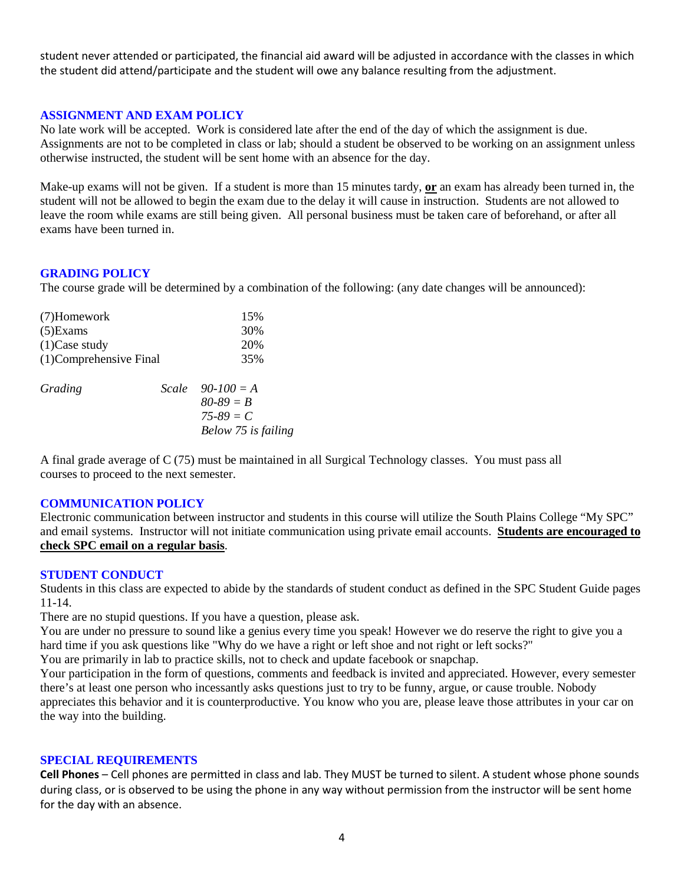student never attended or participated, the financial aid award will be adjusted in accordance with the classes in which the student did attend/participate and the student will owe any balance resulting from the adjustment.

## ASSIGNMENT AND EXAM POLICY

No late work will be accepted. Work is considered late after the end of the day of which the assignment is due. Assignments are not to be completed in class or lab; should a student be observed to be working on an assignment unless otherwise instructed, the student will be sent home with an absence for the day.

Make-up exams will not be given. If a student is more than 15 minutes tardy, **<u>or</u>** an exam has already been turned in, the student will not be allowed to begin the exam due to the delay it will cause in instruction. Students are not allowed to leave the room while exams are still being given. All personal business must be taken care of beforehand, or after all exams have been turned in.

## GRADING POLICY

The course grade will be determined by a combination of the following: (any date changes will be announced):

| | |
|---|---|
| (7)Homework | 15% |
| (5)Exams | 30% |
| (1)Case study | 20% |
| (1)Comprehensive Final | 35% |

*Grading Scale*
*90-100 = A*
*80-89 = B*
*75-89 = C*
*Below 75 is failing*

A final grade average of C (75) must be maintained in all Surgical Technology classes. You must pass all courses to proceed to the next semester.

## COMMUNICATION POLICY

Electronic communication between instructor and students in this course will utilize the South Plains College "My SPC" and email systems. Instructor will not initiate communication using private email accounts. **<u>Students are encouraged to check SPC email on a regular basis</u>**.

## STUDENT CONDUCT

Students in this class are expected to abide by the standards of student conduct as defined in the SPC Student Guide pages 11-14.

There are no stupid questions. If you have a question, please ask.

You are under no pressure to sound like a genius every time you speak! However we do reserve the right to give you a hard time if you ask questions like "Why do we have a right or left shoe and not right or left socks?"

You are primarily in lab to practice skills, not to check and update facebook or snapchap.

Your participation in the form of questions, comments and feedback is invited and appreciated. However, every semester there's at least one person who incessantly asks questions just to try to be funny, argue, or cause trouble. Nobody appreciates this behavior and it is counterproductive. You know who you are, please leave those attributes in your car on the way into the building.

## SPECIAL REQUIREMENTS

**Cell Phones** – Cell phones are permitted in class and lab. They MUST be turned to silent. A student whose phone sounds during class, or is observed to be using the phone in any way without permission from the instructor will be sent home for the day with an absence.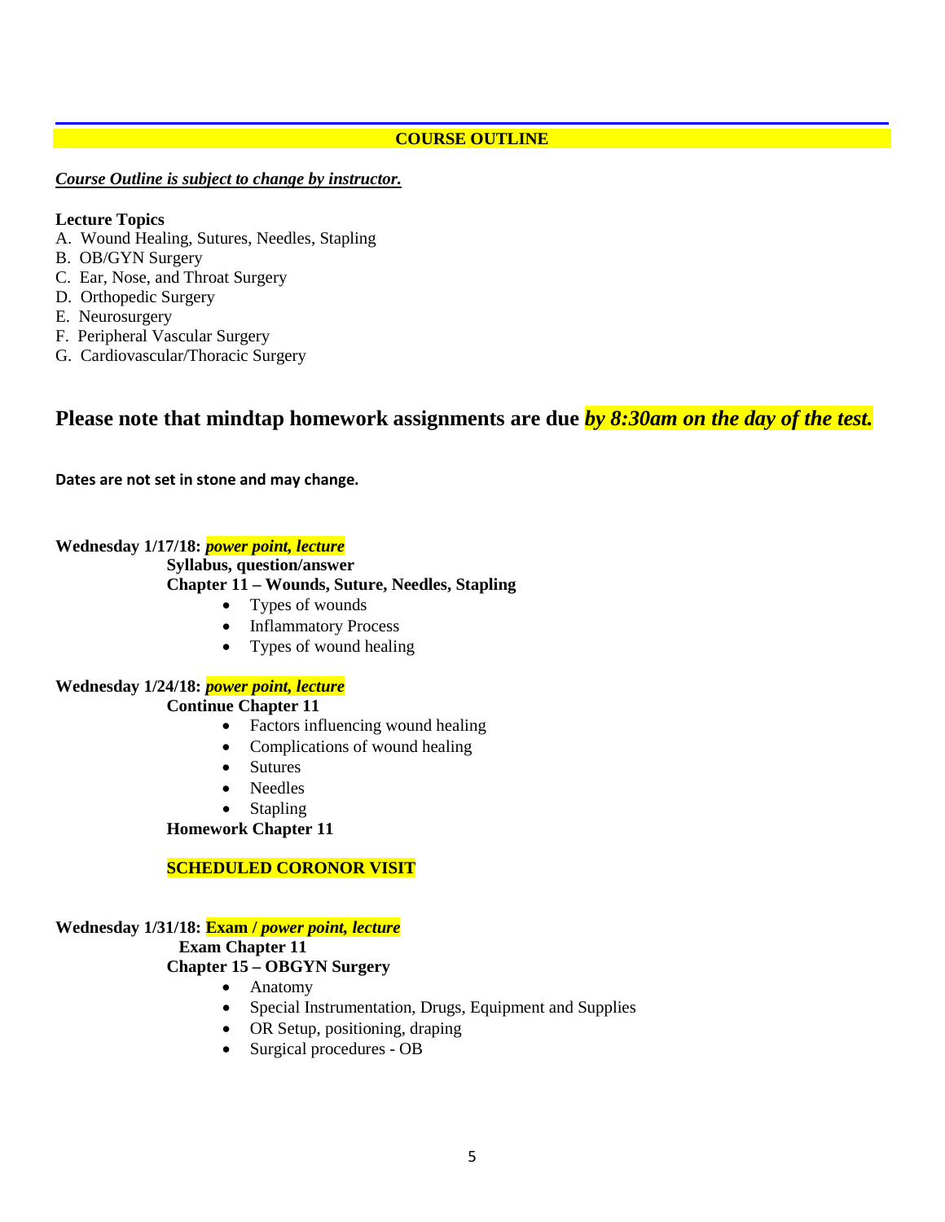## COURSE OUTLINE

***Course Outline is subject to change by instructor.***

**Lecture Topics**

A. Wound Healing, Sutures, Needles, Stapling
B. OB/GYN Surgery
C. Ear, Nose, and Throat Surgery
D. Orthopedic Surgery
E. Neurosurgery
F. Peripheral Vascular Surgery
G. Cardiovascular/Thoracic Surgery

## Please note that mindtap homework assignments are due *by 8:30am on the day of the test.*

**Dates are not set in stone and may change.**

**Wednesday 1/17/18:** ***power point, lecture***

**Syllabus, question/answer**

**Chapter 11 – Wounds, Suture, Needles, Stapling**

- Types of wounds
- Inflammatory Process
- Types of wound healing

**Wednesday 1/24/18:** ***power point, lecture***

**Continue Chapter 11**

- Factors influencing wound healing
- Complications of wound healing
- Sutures
- Needles
- Stapling

**Homework Chapter 11**

**SCHEDULED CORONOR VISIT**

**Wednesday 1/31/18: Exam /** ***power point, lecture***

**Exam Chapter 11**

**Chapter 15 – OBGYN Surgery**

- Anatomy
- Special Instrumentation, Drugs, Equipment and Supplies
- OR Setup, positioning, draping
- Surgical procedures - OB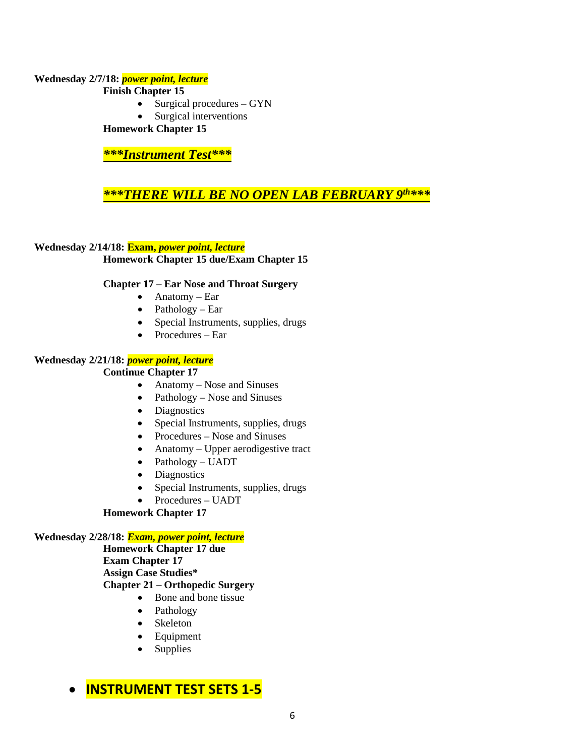**Wednesday 2/7/18:** ***power point, lecture***

**Finish Chapter 15**

- Surgical procedures – GYN
- Surgical interventions

**Homework Chapter 15**

***\*\*\*Instrument Test\*\*\****

***\*\*\*THERE WILL BE NO OPEN LAB FEBRUARY 9th\*\*\****

**Wednesday 2/14/18:** **Exam,** ***power point, lecture***

**Homework Chapter 15 due/Exam Chapter 15**

**Chapter 17 – Ear Nose and Throat Surgery**

- Anatomy – Ear
- Pathology – Ear
- Special Instruments, supplies, drugs
- Procedures – Ear

**Wednesday 2/21/18:** ***power point, lecture***

**Continue Chapter 17**

- Anatomy – Nose and Sinuses
- Pathology – Nose and Sinuses
- Diagnostics
- Special Instruments, supplies, drugs
- Procedures – Nose and Sinuses
- Anatomy – Upper aerodigestive tract
- Pathology – UADT
- Diagnostics
- Special Instruments, supplies, drugs
- Procedures – UADT

**Homework Chapter 17**

**Wednesday 2/28/18:** ***Exam, power point, lecture***

**Homework Chapter 17 due**
**Exam Chapter 17**
**Assign Case Studies\***
**Chapter 21 – Orthopedic Surgery**

- Bone and bone tissue
- Pathology
- Skeleton
- Equipment
- Supplies

- **INSTRUMENT TEST SETS 1-5**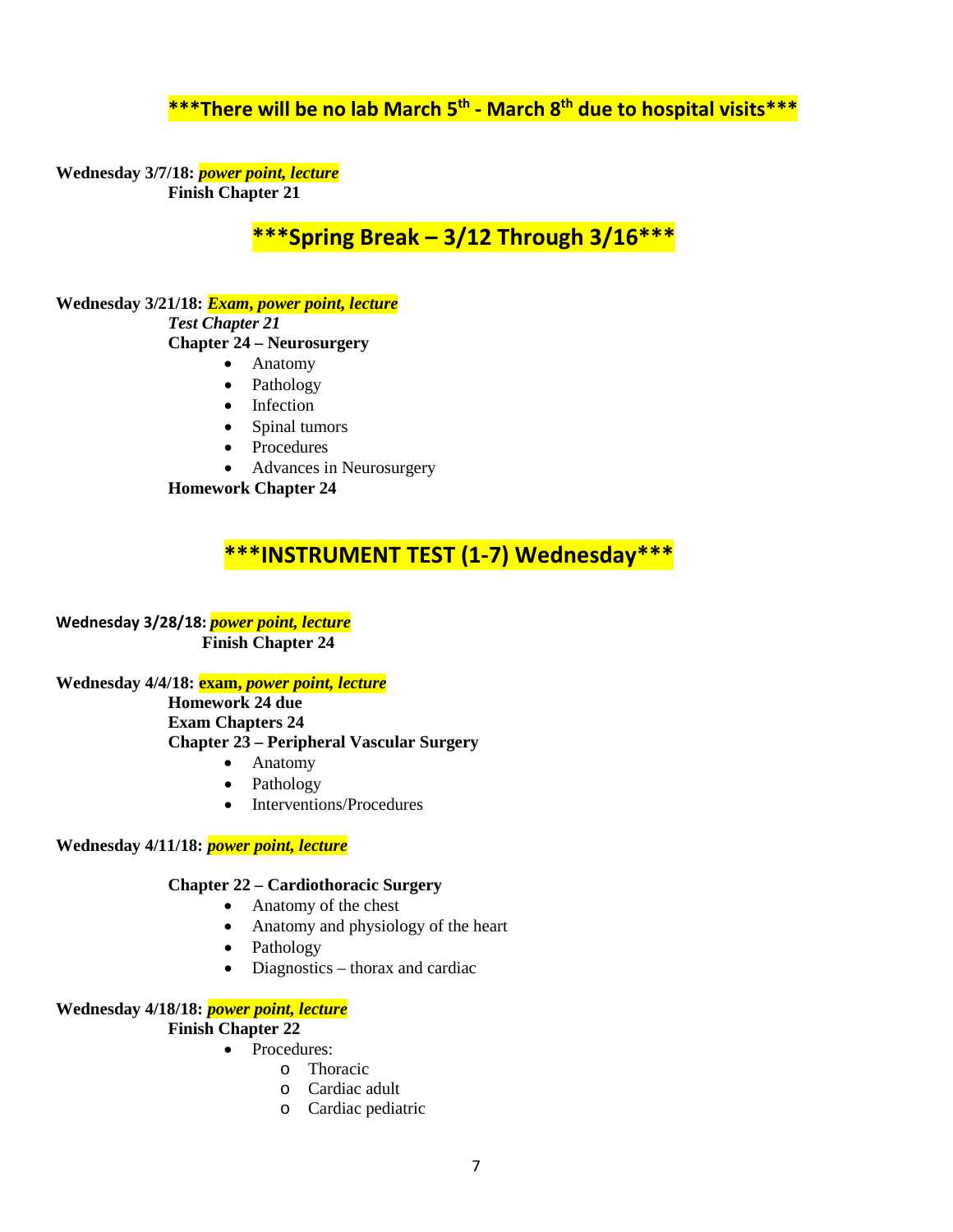**\*\*\*There will be no lab March 5th - March 8th due to hospital visits\*\*\***

**Wednesday 3/7/18:** ***power point, lecture***

**Finish Chapter 21**

**\*\*\*Spring Break – 3/12 Through 3/16\*\*\***

**Wednesday 3/21/18:** ***Exam, power point, lecture***

***Test Chapter 21***

**Chapter 24 – Neurosurgery**

- Anatomy
- Pathology
- Infection
- Spinal tumors
- Procedures
- Advances in Neurosurgery

**Homework Chapter 24**

**\*\*\*INSTRUMENT TEST (1-7) Wednesday\*\*\***

**Wednesday 3/28/18:** ***power point, lecture***

**Finish Chapter 24**

**Wednesday 4/4/18:** **exam,** ***power point, lecture***

**Homework 24 due**

**Exam Chapters 24**

**Chapter 23 – Peripheral Vascular Surgery**

- Anatomy
- Pathology
- Interventions/Procedures

**Wednesday 4/11/18:** ***power point, lecture***

**Chapter 22 – Cardiothoracic Surgery**

- Anatomy of the chest
- Anatomy and physiology of the heart
- Pathology
- Diagnostics – thorax and cardiac

**Wednesday 4/18/18:** ***power point, lecture***

**Finish Chapter 22**

- Procedures:
  - Thoracic
  - Cardiac adult
  - Cardiac pediatric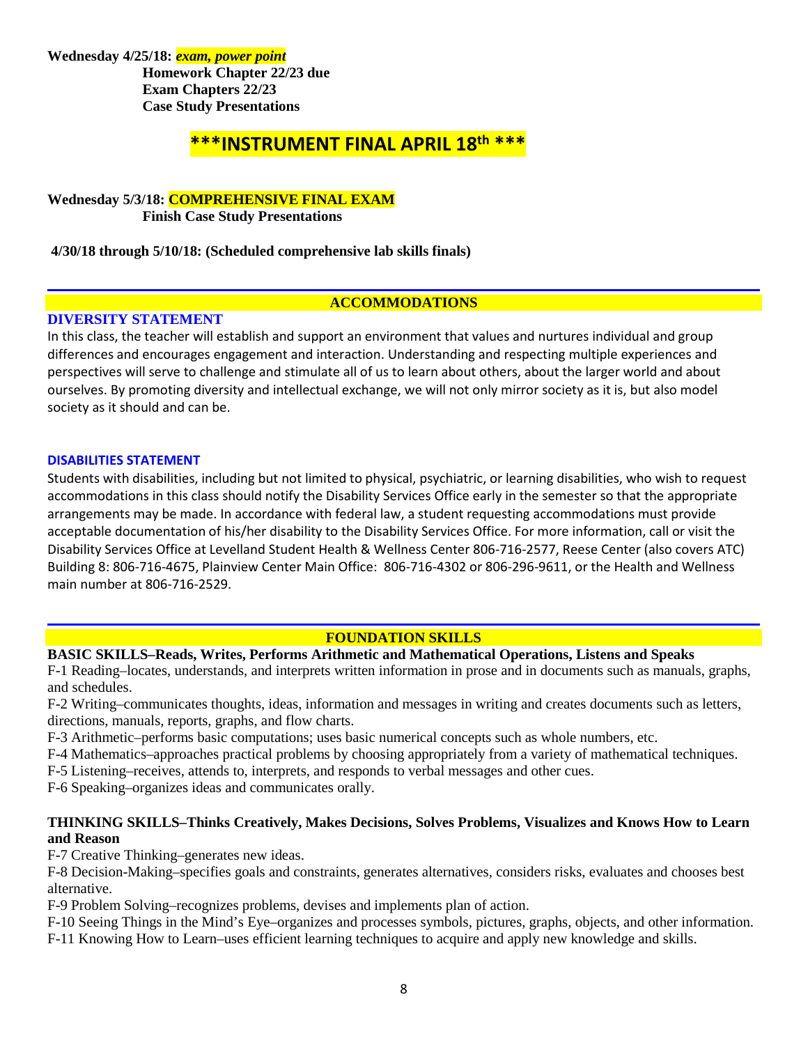**Wednesday 4/25/18:** ***exam, power point***
**Homework Chapter 22/23 due**
**Exam Chapters 22/23**
**Case Study Presentations**

## ***INSTRUMENT FINAL APRIL 18th ***

**Wednesday 5/3/18: COMPREHENSIVE FINAL EXAM**
**Finish Case Study Presentations**

**4/30/18 through 5/10/18: (Scheduled comprehensive lab skills finals)**

## ACCOMMODATIONS

### DIVERSITY STATEMENT

In this class, the teacher will establish and support an environment that values and nurtures individual and group differences and encourages engagement and interaction. Understanding and respecting multiple experiences and perspectives will serve to challenge and stimulate all of us to learn about others, about the larger world and about ourselves. By promoting diversity and intellectual exchange, we will not only mirror society as it is, but also model society as it should and can be.

### DISABILITIES STATEMENT

Students with disabilities, including but not limited to physical, psychiatric, or learning disabilities, who wish to request accommodations in this class should notify the Disability Services Office early in the semester so that the appropriate arrangements may be made. In accordance with federal law, a student requesting accommodations must provide acceptable documentation of his/her disability to the Disability Services Office. For more information, call or visit the Disability Services Office at Levelland Student Health & Wellness Center 806-716-2577, Reese Center (also covers ATC) Building 8: 806-716-4675, Plainview Center Main Office: 806-716-4302 or 806-296-9611, or the Health and Wellness main number at 806-716-2529.

## FOUNDATION SKILLS

**BASIC SKILLS–Reads, Writes, Performs Arithmetic and Mathematical Operations, Listens and Speaks**

F-1 Reading–locates, understands, and interprets written information in prose and in documents such as manuals, graphs, and schedules.
F-2 Writing–communicates thoughts, ideas, information and messages in writing and creates documents such as letters, directions, manuals, reports, graphs, and flow charts.
F-3 Arithmetic–performs basic computations; uses basic numerical concepts such as whole numbers, etc.
F-4 Mathematics–approaches practical problems by choosing appropriately from a variety of mathematical techniques.
F-5 Listening–receives, attends to, interprets, and responds to verbal messages and other cues.
F-6 Speaking–organizes ideas and communicates orally.

**THINKING SKILLS–Thinks Creatively, Makes Decisions, Solves Problems, Visualizes and Knows How to Learn and Reason**

F-7 Creative Thinking–generates new ideas.
F-8 Decision-Making–specifies goals and constraints, generates alternatives, considers risks, evaluates and chooses best alternative.
F-9 Problem Solving–recognizes problems, devises and implements plan of action.
F-10 Seeing Things in the Mind's Eye–organizes and processes symbols, pictures, graphs, objects, and other information.
F-11 Knowing How to Learn–uses efficient learning techniques to acquire and apply new knowledge and skills.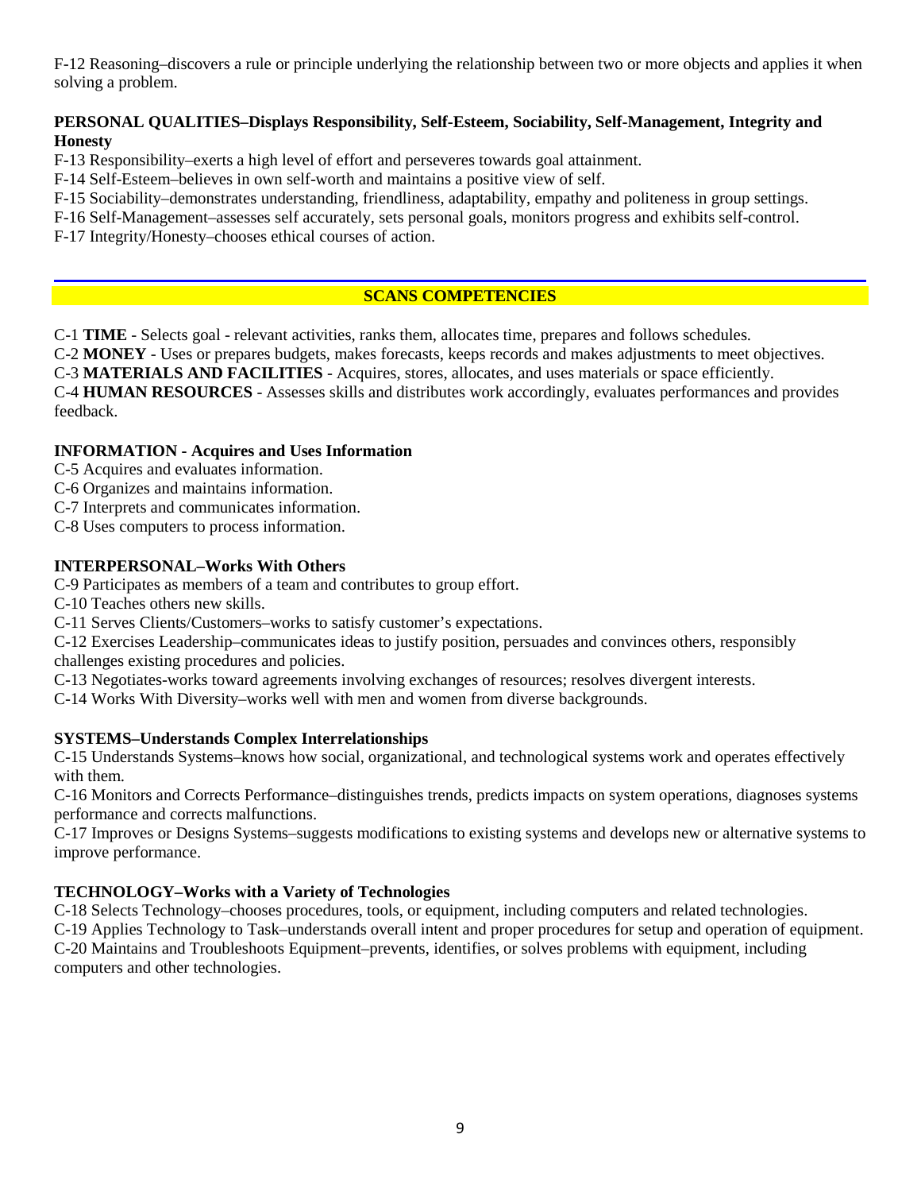F-12 Reasoning–discovers a rule or principle underlying the relationship between two or more objects and applies it when solving a problem.

**PERSONAL QUALITIES–Displays Responsibility, Self-Esteem, Sociability, Self-Management, Integrity and Honesty**

F-13 Responsibility–exerts a high level of effort and perseveres towards goal attainment.
F-14 Self-Esteem–believes in own self-worth and maintains a positive view of self.
F-15 Sociability–demonstrates understanding, friendliness, adaptability, empathy and politeness in group settings.
F-16 Self-Management–assesses self accurately, sets personal goals, monitors progress and exhibits self-control.
F-17 Integrity/Honesty–chooses ethical courses of action.

## SCANS COMPETENCIES

C-1 **TIME** - Selects goal - relevant activities, ranks them, allocates time, prepares and follows schedules.
C-2 **MONEY** - Uses or prepares budgets, makes forecasts, keeps records and makes adjustments to meet objectives.
C-3 **MATERIALS AND FACILITIES** - Acquires, stores, allocates, and uses materials or space efficiently.
C-4 **HUMAN RESOURCES** - Assesses skills and distributes work accordingly, evaluates performances and provides feedback.

**INFORMATION - Acquires and Uses Information**

C-5 Acquires and evaluates information.
C-6 Organizes and maintains information.
C-7 Interprets and communicates information.
C-8 Uses computers to process information.

**INTERPERSONAL–Works With Others**

C-9 Participates as members of a team and contributes to group effort.
C-10 Teaches others new skills.
C-11 Serves Clients/Customers–works to satisfy customer's expectations.
C-12 Exercises Leadership–communicates ideas to justify position, persuades and convinces others, responsibly challenges existing procedures and policies.
C-13 Negotiates-works toward agreements involving exchanges of resources; resolves divergent interests.
C-14 Works With Diversity–works well with men and women from diverse backgrounds.

**SYSTEMS–Understands Complex Interrelationships**

C-15 Understands Systems–knows how social, organizational, and technological systems work and operates effectively with them.
C-16 Monitors and Corrects Performance–distinguishes trends, predicts impacts on system operations, diagnoses systems performance and corrects malfunctions.
C-17 Improves or Designs Systems–suggests modifications to existing systems and develops new or alternative systems to improve performance.

**TECHNOLOGY–Works with a Variety of Technologies**

C-18 Selects Technology–chooses procedures, tools, or equipment, including computers and related technologies.
C-19 Applies Technology to Task–understands overall intent and proper procedures for setup and operation of equipment.
C-20 Maintains and Troubleshoots Equipment–prevents, identifies, or solves problems with equipment, including computers and other technologies.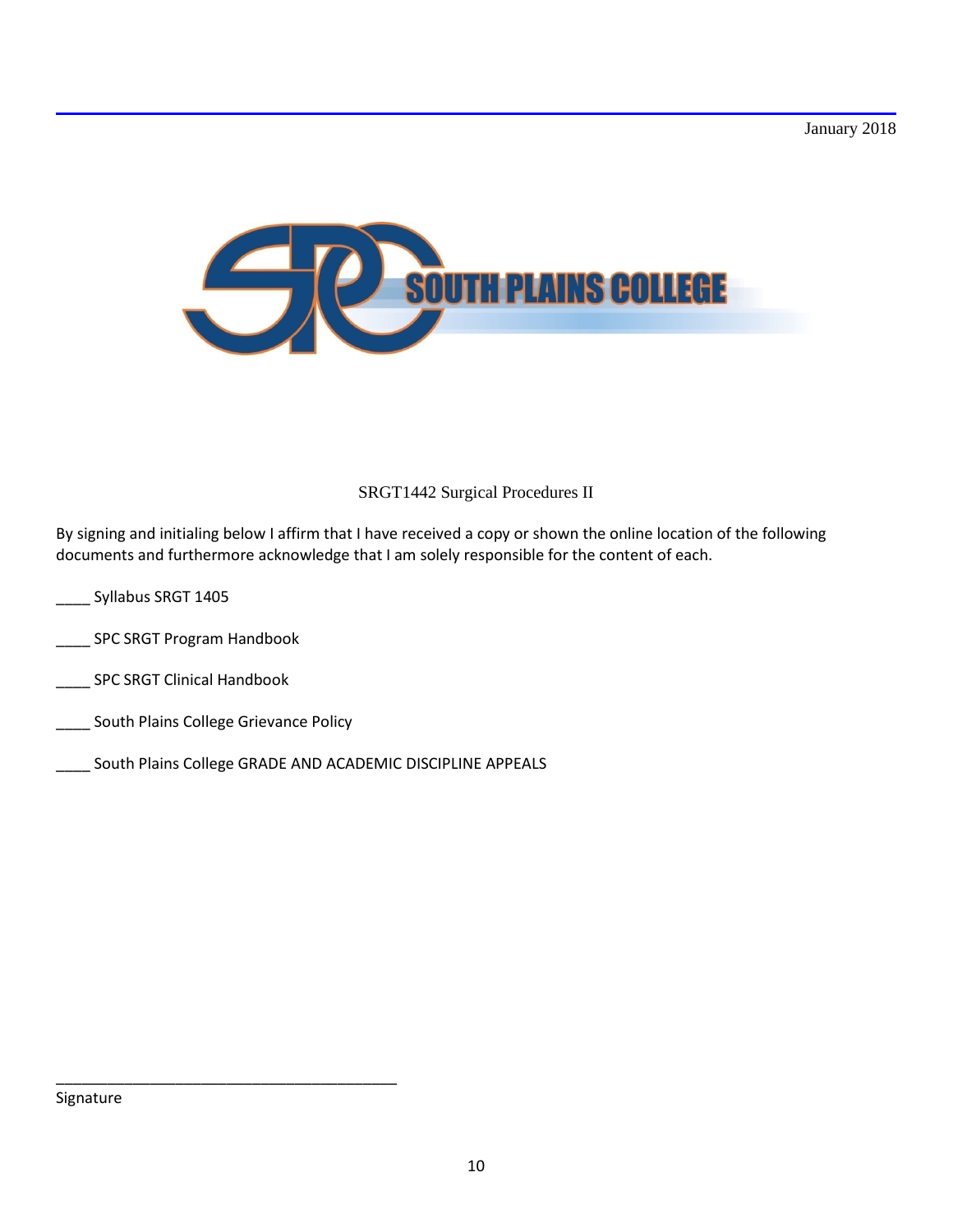January 2018

SOUTH PLAINS COLLEGE

SRGT1442 Surgical Procedures II

By signing and initialing below I affirm that I have received a copy or shown the online location of the following documents and furthermore acknowledge that I am solely responsible for the content of each.

____ Syllabus SRGT 1405

____ SPC SRGT Program Handbook

____ SPC SRGT Clinical Handbook

____ South Plains College Grievance Policy

____ South Plains College GRADE AND ACADEMIC DISCIPLINE APPEALS

_________________________________________

Signature